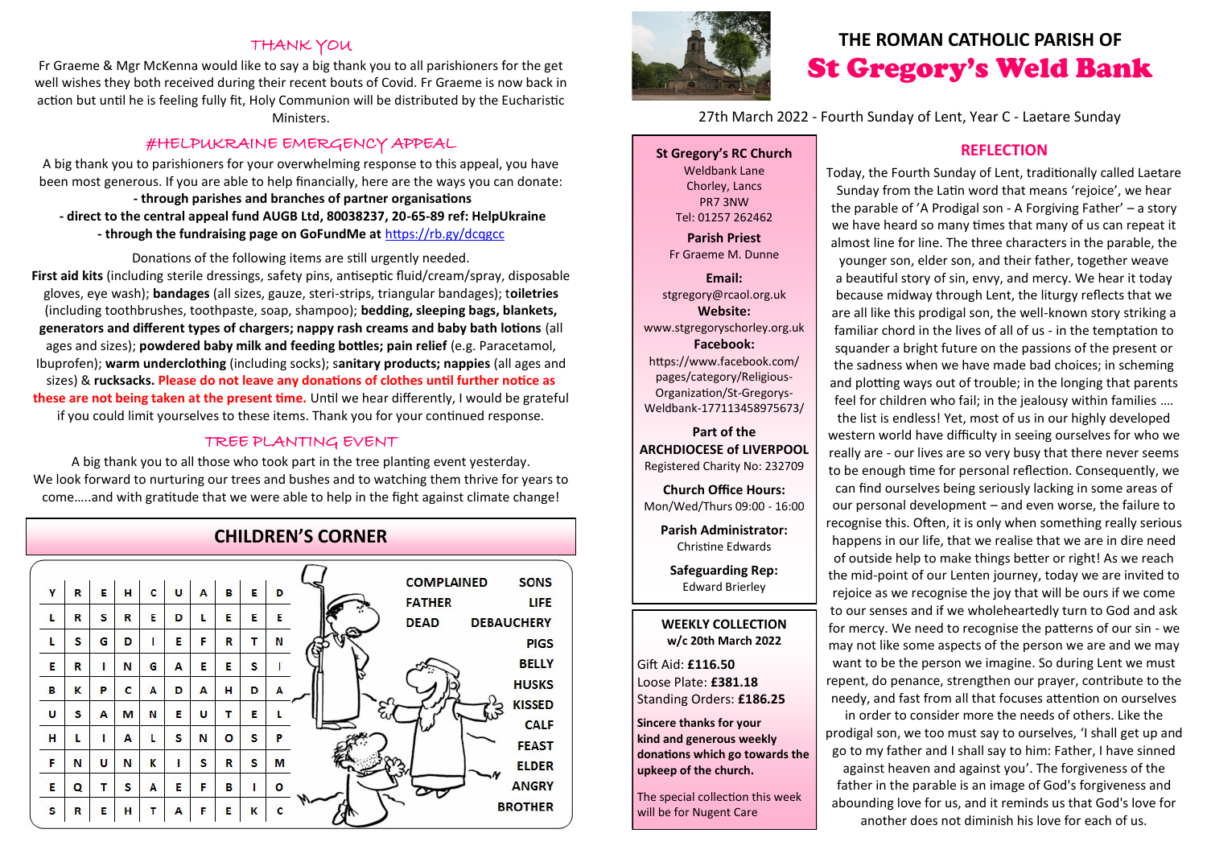# THE ROMAN CATHOLIC PARISH OF
# St Gregory's Weld Bank

27th March 2022 - Fourth Sunday of Lent, Year C - Laetare Sunday

## THANK YOU

Fr Graeme & Mgr McKenna would like to say a big thank you to all parishioners for the get well wishes they both received during their recent bouts of Covid. Fr Graeme is now back in action but until he is feeling fully fit, Holy Communion will be distributed by the Eucharistic Ministers.

## #HELPUKRAINE EMERGENCY APPEAL

A big thank you to parishioners for your overwhelming response to this appeal, you have been most generous. If you are able to help financially, here are the ways you can donate:

**- through parishes and branches of partner organisations**

**- direct to the central appeal fund AUGB Ltd, 80038237, 20-65-89 ref: HelpUkraine**

**- through the fundraising page on GoFundMe at** https://rb.gy/dcqgcc

Donations of the following items are still urgently needed.

**First aid kits** (including sterile dressings, safety pins, antiseptic fluid/cream/spray, disposable gloves, eye wash); **bandages** (all sizes, gauze, steri-strips, triangular bandages); **toiletries** (including toothbrushes, toothpaste, soap, shampoo); **bedding, sleeping bags, blankets, generators and different types of chargers; nappy rash creams and baby bath lotions** (all ages and sizes); **powdered baby milk and feeding bottles; pain relief** (e.g. Paracetamol, Ibuprofen); **warm underclothing** (including socks); **sanitary products; nappies** (all ages and sizes) & **rucksacks. Please do not leave any donations of clothes until further notice as these are not being taken at the present time.** Until we hear differently, I would be grateful if you could limit yourselves to these items. Thank you for your continued response.

## TREE PLANTING EVENT

A big thank you to all those who took part in the tree planting event yesterday. We look forward to nurturing our trees and bushes and to watching them thrive for years to come…..and with gratitude that we were able to help in the fight against climate change!

## CHILDREN'S CORNER

| | | | | | | | | | |
|---|---|---|---|---|---|---|---|---|---|
| Y | R | E | H | C | U | A | B | E | D |
| L | R | S | R | E | D | L | E | E | E |
| L | S | G | D | I | E | F | R | T | N |
| E | R | I | N | G | A | E | E | S | I |
| B | K | P | C | A | D | A | H | D | A |
| U | S | A | M | N | E | U | T | E | L |
| H | L | I | A | L | S | N | O | S | P |
| F | N | U | N | K | I | S | R | S | M |
| E | Q | T | S | A | E | F | B | I | O |
| S | R | E | H | T | A | F | E | K | C |

COMPLAINED, SONS, FATHER, LIFE, DEAD, DEBAUCHERY, PIGS, BELLY, HUSKS, KISSED, CALF, FEAST, ELDER, ANGRY, BROTHER

**St Gregory's RC Church**
Weldbank Lane
Chorley, Lancs
PR7 3NW
Tel: 01257 262462

**Parish Priest**
Fr Graeme M. Dunne

**Email:**
stgregory@rcaol.org.uk

**Website:**
www.stgregoryschorley.org.uk

**Facebook:**
https://www.facebook.com/pages/category/Religious-Organization/St-Gregorys-Weldbank-177113458975673/

**Part of the ARCHDIOCESE of LIVERPOOL**
Registered Charity No: 232709

**Church Office Hours:**
Mon/Wed/Thurs 09:00 - 16:00

**Parish Administrator:**
Christine Edwards

**Safeguarding Rep:**
Edward Brierley

**WEEKLY COLLECTION**
**w/c 20th March 2022**

Gift Aid: **£116.50**
Loose Plate: **£381.18**
Standing Orders: **£186.25**

**Sincere thanks for your kind and generous weekly donations which go towards the upkeep of the church.**

The special collection this week will be for Nugent Care

## REFLECTION

Today, the Fourth Sunday of Lent, traditionally called Laetare Sunday from the Latin word that means 'rejoice', we hear the parable of 'A Prodigal son - A Forgiving Father' – a story we have heard so many times that many of us can repeat it almost line for line. The three characters in the parable, the younger son, elder son, and their father, together weave a beautiful story of sin, envy, and mercy. We hear it today because midway through Lent, the liturgy reflects that we are all like this prodigal son, the well-known story striking a familiar chord in the lives of all of us - in the temptation to squander a bright future on the passions of the present or the sadness when we have made bad choices; in scheming and plotting ways out of trouble; in the longing that parents feel for children who fail; in the jealousy within families …. the list is endless! Yet, most of us in our highly developed western world have difficulty in seeing ourselves for who we really are - our lives are so very busy that there never seems to be enough time for personal reflection. Consequently, we can find ourselves being seriously lacking in some areas of our personal development – and even worse, the failure to recognise this. Often, it is only when something really serious happens in our life, that we realise that we are in dire need of outside help to make things better or right! As we reach the mid-point of our Lenten journey, today we are invited to rejoice as we recognise the joy that will be ours if we come to our senses and if we wholeheartedly turn to God and ask for mercy. We need to recognise the patterns of our sin - we may not like some aspects of the person we are and we may want to be the person we imagine. So during Lent we must repent, do penance, strengthen our prayer, contribute to the needy, and fast from all that focuses attention on ourselves in order to consider more the needs of others. Like the prodigal son, we too must say to ourselves, 'I shall get up and go to my father and I shall say to him: Father, I have sinned against heaven and against you'. The forgiveness of the father in the parable is an image of God's forgiveness and abounding love for us, and it reminds us that God's love for another does not diminish his love for each of us.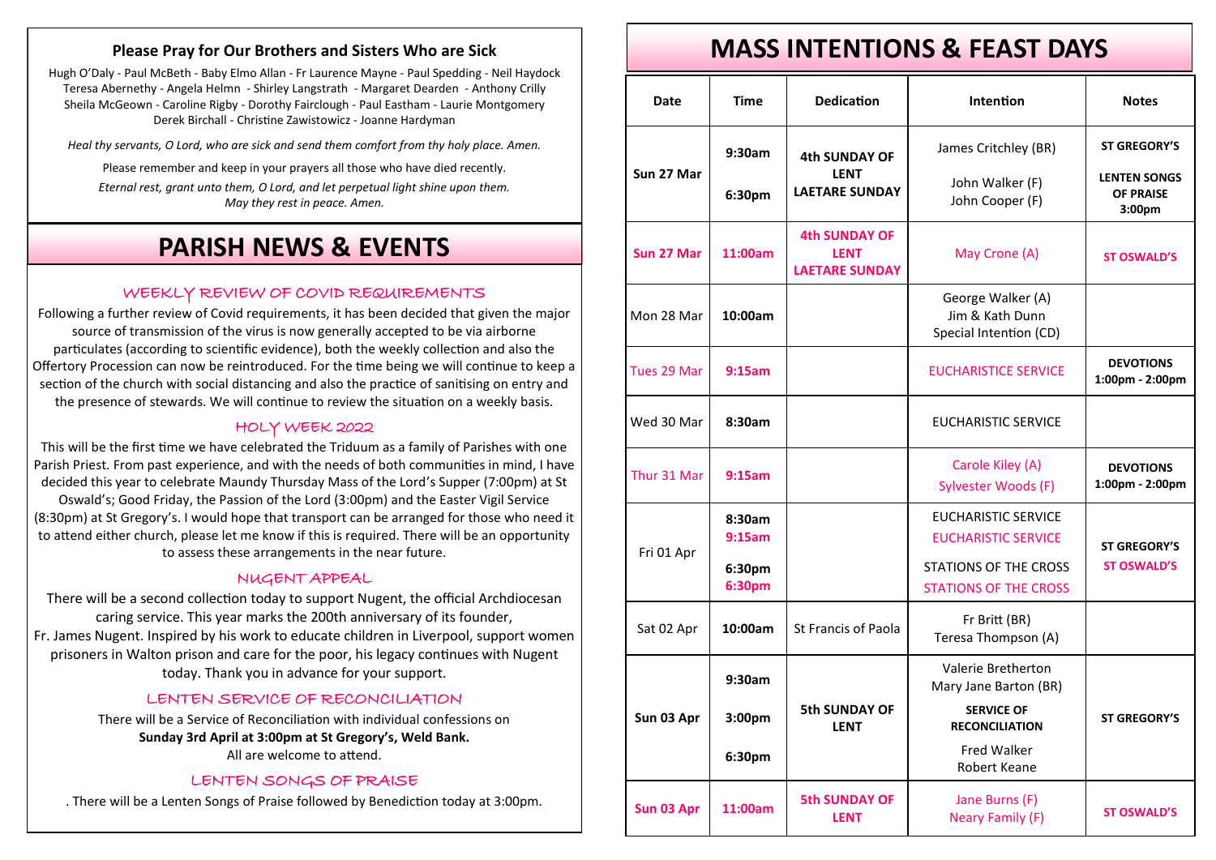## Please Pray for Our Brothers and Sisters Who are Sick

Hugh O'Daly - Paul McBeth - Baby Elmo Allan - Fr Laurence Mayne - Paul Spedding - Neil Haydock
Teresa Abernethy - Angela Helmn - Shirley Langstrath - Margaret Dearden - Anthony Crilly
Sheila McGeown - Caroline Rigby - Dorothy Fairclough - Paul Eastham - Laurie Montgomery
Derek Birchall - Christine Zawistowicz - Joanne Hardyman

*Heal thy servants, O Lord, who are sick and send them comfort from thy holy place. Amen.*

Please remember and keep in your prayers all those who have died recently.

*Eternal rest, grant unto them, O Lord, and let perpetual light shine upon them. May they rest in peace. Amen.*

# PARISH NEWS & EVENTS

### WEEKLY REVIEW OF COVID REQUIREMENTS

Following a further review of Covid requirements, it has been decided that given the major source of transmission of the virus is now generally accepted to be via airborne particulates (according to scientific evidence), both the weekly collection and also the Offertory Procession can now be reintroduced. For the time being we will continue to keep a section of the church with social distancing and also the practice of sanitising on entry and the presence of stewards. We will continue to review the situation on a weekly basis.

### HOLY WEEK 2022

This will be the first time we have celebrated the Triduum as a family of Parishes with one Parish Priest. From past experience, and with the needs of both communities in mind, I have decided this year to celebrate Maundy Thursday Mass of the Lord's Supper (7:00pm) at St Oswald's; Good Friday, the Passion of the Lord (3:00pm) and the Easter Vigil Service (8:30pm) at St Gregory's. I would hope that transport can be arranged for those who need it to attend either church, please let me know if this is required. There will be an opportunity to assess these arrangements in the near future.

### NUGENT APPEAL

There will be a second collection today to support Nugent, the official Archdiocesan caring service. This year marks the 200th anniversary of its founder, Fr. James Nugent. Inspired by his work to educate children in Liverpool, support women prisoners in Walton prison and care for the poor, his legacy continues with Nugent today. Thank you in advance for your support.

### LENTEN SERVICE OF RECONCILIATION

There will be a Service of Reconciliation with individual confessions on **Sunday 3rd April at 3:00pm at St Gregory's, Weld Bank.** All are welcome to attend.

### LENTEN SONGS OF PRAISE

. There will be a Lenten Songs of Praise followed by Benediction today at 3:00pm.

# MASS INTENTIONS & FEAST DAYS

| Date | Time | Dedication | Intention | Notes |
|---|---|---|---|---|
| Sun 27 Mar | 9:30am<br>6:30pm | 4th SUNDAY OF LENT LAETARE SUNDAY | James Critchley (BR)<br>John Walker (F)<br>John Cooper (F) | ST GREGORY'S<br>LENTEN SONGS OF PRAISE 3:00pm |
| Sun 27 Mar | 11:00am | 4th SUNDAY OF LENT LAETARE SUNDAY | May Crone (A) | ST OSWALD'S |
| Mon 28 Mar | 10:00am | | George Walker (A)<br>Jim & Kath Dunn<br>Special Intention (CD) | |
| Tues 29 Mar | 9:15am | | EUCHARISTICE SERVICE | DEVOTIONS 1:00pm - 2:00pm |
| Wed 30 Mar | 8:30am | | EUCHARISTIC SERVICE | |
| Thur 31 Mar | 9:15am | | Carole Kiley (A)<br>Sylvester Woods (F) | DEVOTIONS 1:00pm - 2:00pm |
| Fri 01 Apr | 8:30am<br>9:15am<br>6:30pm<br>6:30pm | | EUCHARISTIC SERVICE<br>EUCHARISTIC SERVICE<br>STATIONS OF THE CROSS<br>STATIONS OF THE CROSS | ST GREGORY'S<br>ST OSWALD'S |
| Sat 02 Apr | 10:00am | St Francis of Paola | Fr Britt (BR)<br>Teresa Thompson (A) | |
| Sun 03 Apr | 9:30am<br>3:00pm<br>6:30pm | 5th SUNDAY OF LENT | Valerie Bretherton<br>Mary Jane Barton (BR)<br>**SERVICE OF RECONCILIATION**<br>Fred Walker<br>Robert Keane | ST GREGORY'S |
| Sun 03 Apr | 11:00am | 5th SUNDAY OF LENT | Jane Burns (F)<br>Neary Family (F) | ST OSWALD'S |